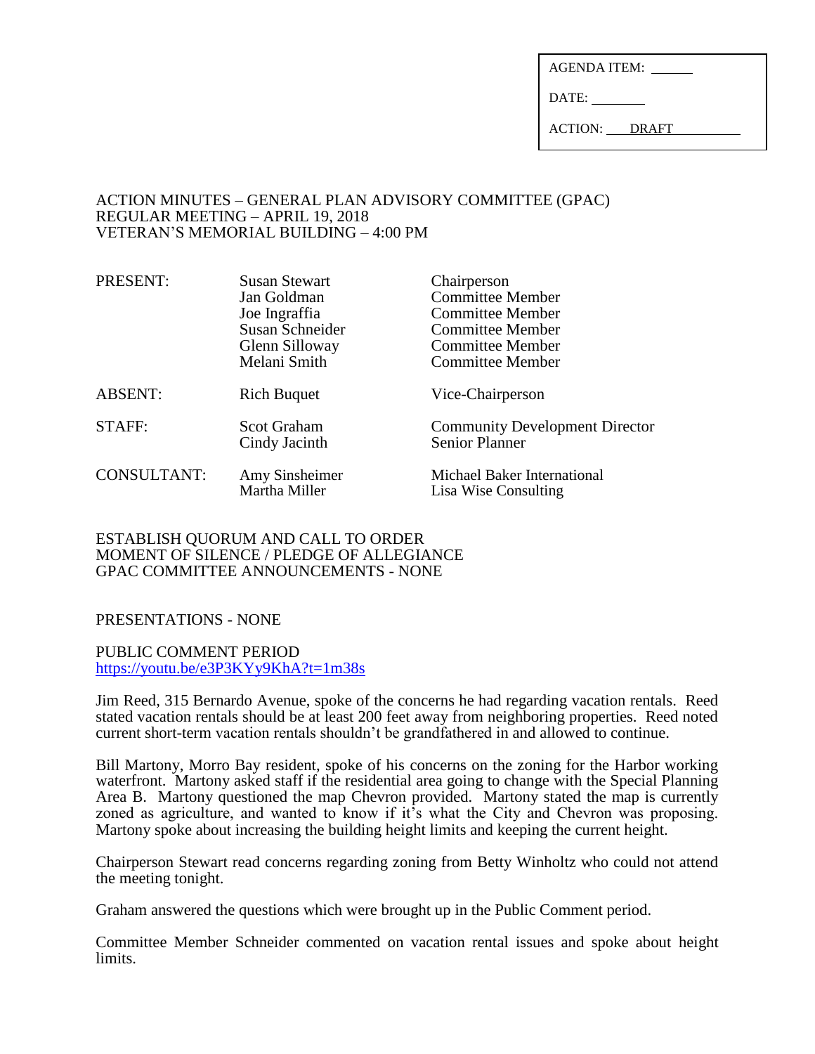| AGENDA ITEM: ______ |
|---|
| DATE: ________ |
| ACTION: DRAFT |

ACTION MINUTES – GENERAL PLAN ADVISORY COMMITTEE (GPAC)
REGULAR MEETING – APRIL 19, 2018
VETERAN'S MEMORIAL BUILDING – 4:00 PM

| | | |
|---|---|---|
| PRESENT: | Susan Stewart | Chairperson |
| | Jan Goldman | Committee Member |
| | Joe Ingraffia | Committee Member |
| | Susan Schneider | Committee Member |
| | Glenn Silloway | Committee Member |
| | Melani Smith | Committee Member |
| ABSENT: | Rich Buquet | Vice-Chairperson |
| STAFF: | Scot Graham | Community Development Director |
| | Cindy Jacinth | Senior Planner |
| CONSULTANT: | Amy Sinsheimer | Michael Baker International |
| | Martha Miller | Lisa Wise Consulting |

ESTABLISH QUORUM AND CALL TO ORDER
MOMENT OF SILENCE / PLEDGE OF ALLEGIANCE
GPAC COMMITTEE ANNOUNCEMENTS - NONE

PRESENTATIONS - NONE

PUBLIC COMMENT PERIOD
https://youtu.be/e3P3KYy9KhA?t=1m38s

Jim Reed, 315 Bernardo Avenue, spoke of the concerns he had regarding vacation rentals. Reed stated vacation rentals should be at least 200 feet away from neighboring properties. Reed noted current short-term vacation rentals shouldn't be grandfathered in and allowed to continue.

Bill Martony, Morro Bay resident, spoke of his concerns on the zoning for the Harbor working waterfront. Martony asked staff if the residential area going to change with the Special Planning Area B. Martony questioned the map Chevron provided. Martony stated the map is currently zoned as agriculture, and wanted to know if it's what the City and Chevron was proposing. Martony spoke about increasing the building height limits and keeping the current height.

Chairperson Stewart read concerns regarding zoning from Betty Winholtz who could not attend the meeting tonight.

Graham answered the questions which were brought up in the Public Comment period.

Committee Member Schneider commented on vacation rental issues and spoke about height limits.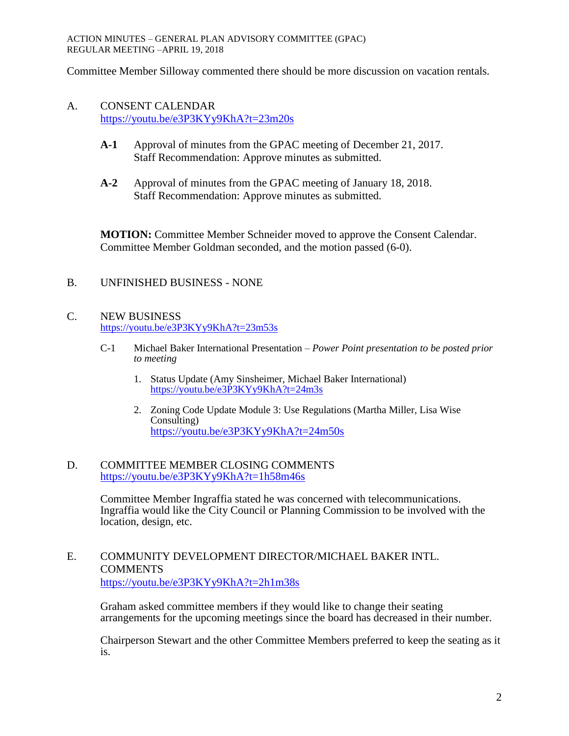Committee Member Silloway commented there should be more discussion on vacation rentals.

## A. CONSENT CALENDAR

https://youtu.be/e3P3KYy9KhA?t=23m20s

**A-1** Approval of minutes from the GPAC meeting of December 21, 2017.
Staff Recommendation: Approve minutes as submitted.

**A-2** Approval of minutes from the GPAC meeting of January 18, 2018.
Staff Recommendation: Approve minutes as submitted.

**MOTION:** Committee Member Schneider moved to approve the Consent Calendar. Committee Member Goldman seconded, and the motion passed (6-0).

## B. UNFINISHED BUSINESS - NONE

## C. NEW BUSINESS

https://youtu.be/e3P3KYy9KhA?t=23m53s

C-1 Michael Baker International Presentation – *Power Point presentation to be posted prior to meeting*

1. Status Update (Amy Sinsheimer, Michael Baker International)
   https://youtu.be/e3P3KYy9KhA?t=24m3s

2. Zoning Code Update Module 3: Use Regulations (Martha Miller, Lisa Wise Consulting)
   https://youtu.be/e3P3KYy9KhA?t=24m50s

## D. COMMITTEE MEMBER CLOSING COMMENTS

https://youtu.be/e3P3KYy9KhA?t=1h58m46s

Committee Member Ingraffia stated he was concerned with telecommunications. Ingraffia would like the City Council or Planning Commission to be involved with the location, design, etc.

## E. COMMUNITY DEVELOPMENT DIRECTOR/MICHAEL BAKER INTL. COMMENTS

https://youtu.be/e3P3KYy9KhA?t=2h1m38s

Graham asked committee members if they would like to change their seating arrangements for the upcoming meetings since the board has decreased in their number.

Chairperson Stewart and the other Committee Members preferred to keep the seating as it is.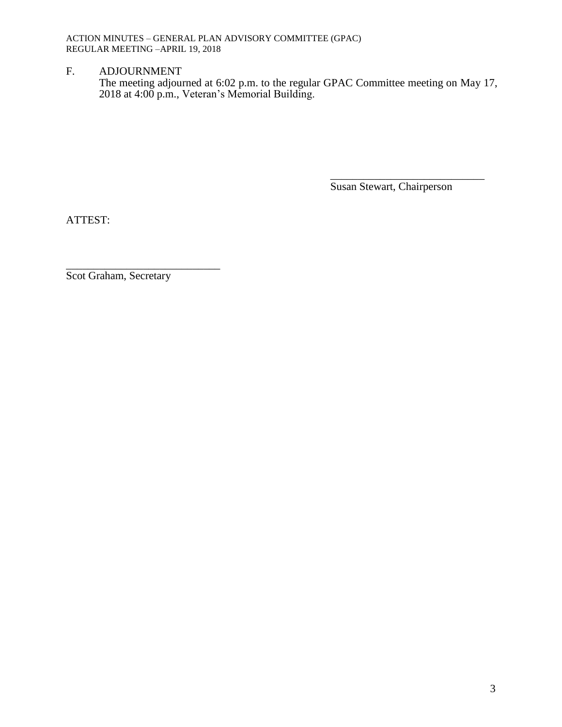## F. ADJOURNMENT

The meeting adjourned at 6:02 p.m. to the regular GPAC Committee meeting on May 17, 2018 at 4:00 p.m., Veteran's Memorial Building.

\_\_\_\_\_\_\_\_\_\_\_\_\_\_\_\_\_\_\_\_\_\_\_\_\_\_\_\_

Susan Stewart, Chairperson

ATTEST:

\_\_\_\_\_\_\_\_\_\_\_\_\_\_\_\_\_\_\_\_\_\_\_\_\_\_\_\_

Scot Graham, Secretary